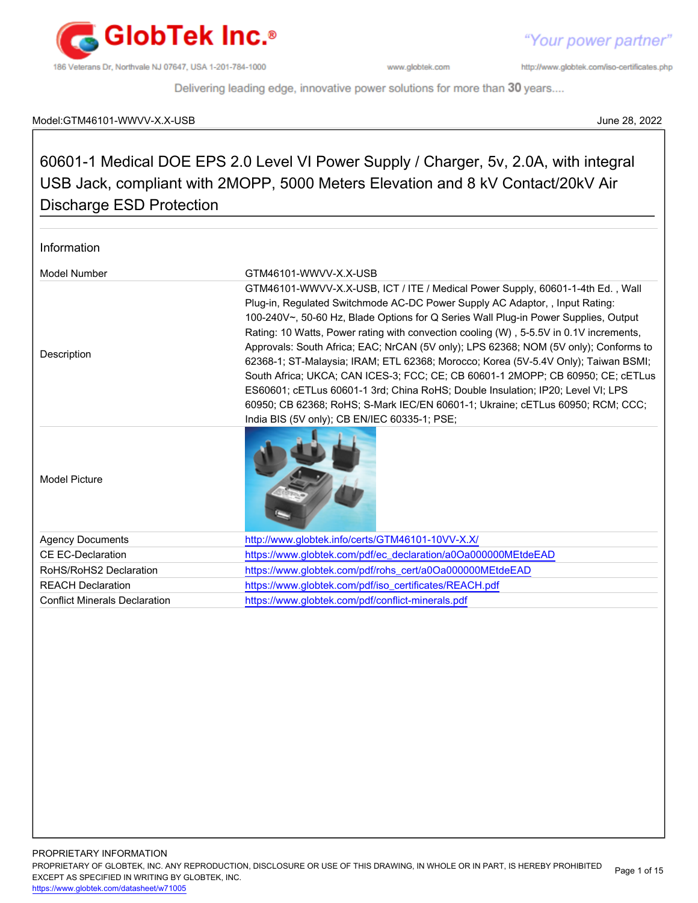Model:GTM46101-WWVV-X.X-USB

June 28, 2022

# 60601-1 Medical DOE EPS 2.0 Level VI Power Supply / Charger, 5v, 2.0A, with integral USB Jack, compliant with 2MOPP, 5000 Meters Elevation and 8 kV Contact/20kV Air Discharge ESD Protection

## Information

| | |
|---|---|
| Model Number | GTM46101-WWVV-X.X-USB |
| Description | GTM46101-WWVV-X.X-USB, ICT / ITE / Medical Power Supply, 60601-1-4th Ed. , Wall Plug-in, Regulated Switchmode AC-DC Power Supply AC Adaptor, , Input Rating: 100-240V~, 50-60 Hz, Blade Options for Q Series Wall Plug-in Power Supplies, Output Rating: 10 Watts, Power rating with convection cooling (W) , 5-5.5V in 0.1V increments, Approvals: South Africa; EAC; NrCAN (5V only); LPS 62368; NOM (5V only); Conforms to 62368-1; ST-Malaysia; IRAM; ETL 62368; Morocco; Korea (5V-5.4V Only); Taiwan BSMI; South Africa; UKCA; CAN ICES-3; FCC; CE; CB 60601-1 2MOPP; CB 60950; CE; cETLus ES60601; cETLus 60601-1 3rd; China RoHS; Double Insulation; IP20; Level VI; LPS 60950; CB 62368; RoHS; S-Mark IEC/EN 60601-1; Ukraine; cETLus 60950; RCM; CCC; India BIS (5V only); CB EN/IEC 60335-1; PSE; |
| Model Picture | |
| Agency Documents | http://www.globtek.info/certs/GTM46101-10VV-X.X/ |
| CE EC-Declaration | https://www.globtek.com/pdf/ec_declaration/a0Oa000000MEtdeEAD |
| RoHS/RoHS2 Declaration | https://www.globtek.com/pdf/rohs_cert/a0Oa000000MEtdeEAD |
| REACH Declaration | https://www.globtek.com/pdf/iso_certificates/REACH.pdf |
| Conflict Minerals Declaration | https://www.globtek.com/pdf/conflict-minerals.pdf |

PROPRIETARY INFORMATION
PROPRIETARY OF GLOBTEK, INC. ANY REPRODUCTION, DISCLOSURE OR USE OF THIS DRAWING, IN WHOLE OR IN PART, IS HEREBY PROHIBITED EXCEPT AS SPECIFIED IN WRITING BY GLOBTEK, INC.
https://www.globtek.com/datasheet/w71005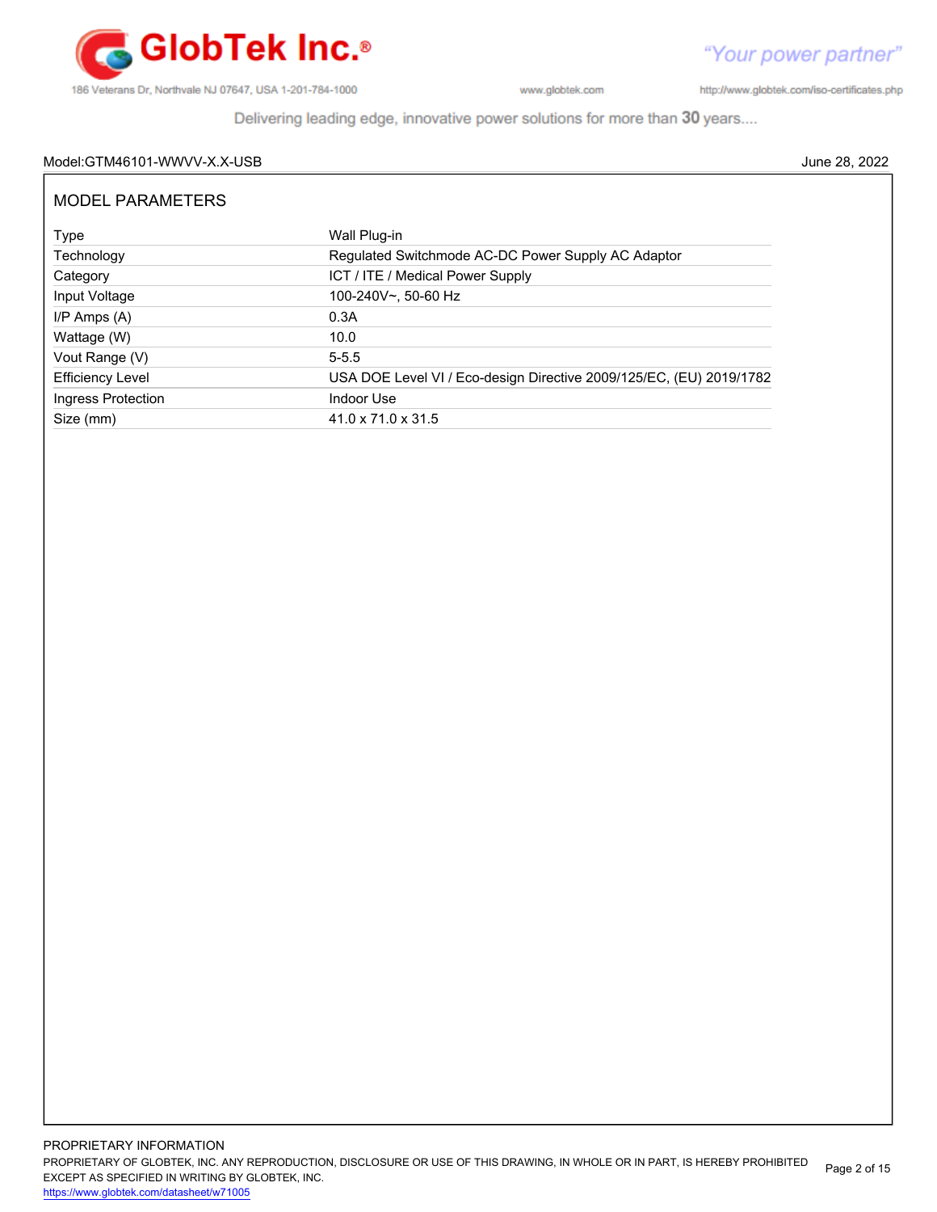Model:GTM46101-WWVV-X.X-USB June 28, 2022

## MODEL PARAMETERS

| | |
|---|---|
| Type | Wall Plug-in |
| Technology | Regulated Switchmode AC-DC Power Supply AC Adaptor |
| Category | ICT / ITE / Medical Power Supply |
| Input Voltage | 100-240V~, 50-60 Hz |
| I/P Amps (A) | 0.3A |
| Wattage (W) | 10.0 |
| Vout Range (V) | 5-5.5 |
| Efficiency Level | USA DOE Level VI / Eco-design Directive 2009/125/EC, (EU) 2019/1782 |
| Ingress Protection | Indoor Use |
| Size (mm) | 41.0 x 71.0 x 31.5 |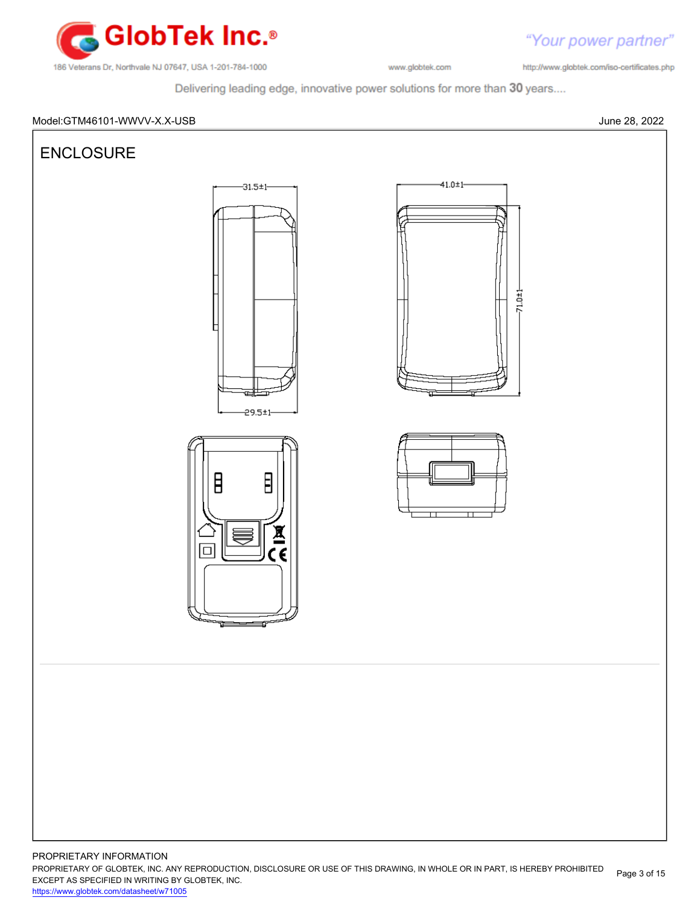Model:GTM46101-WWVV-X.X-USB

June 28, 2022

# ENCLOSURE

31.5±1

41.0±1

71.0±1

29.5±1

PROPRIETARY INFORMATION

PROPRIETARY OF GLOBTEK, INC. ANY REPRODUCTION, DISCLOSURE OR USE OF THIS DRAWING, IN WHOLE OR IN PART, IS HEREBY PROHIBITED EXCEPT AS SPECIFIED IN WRITING BY GLOBTEK, INC.

https://www.globtek.com/datasheet/w71005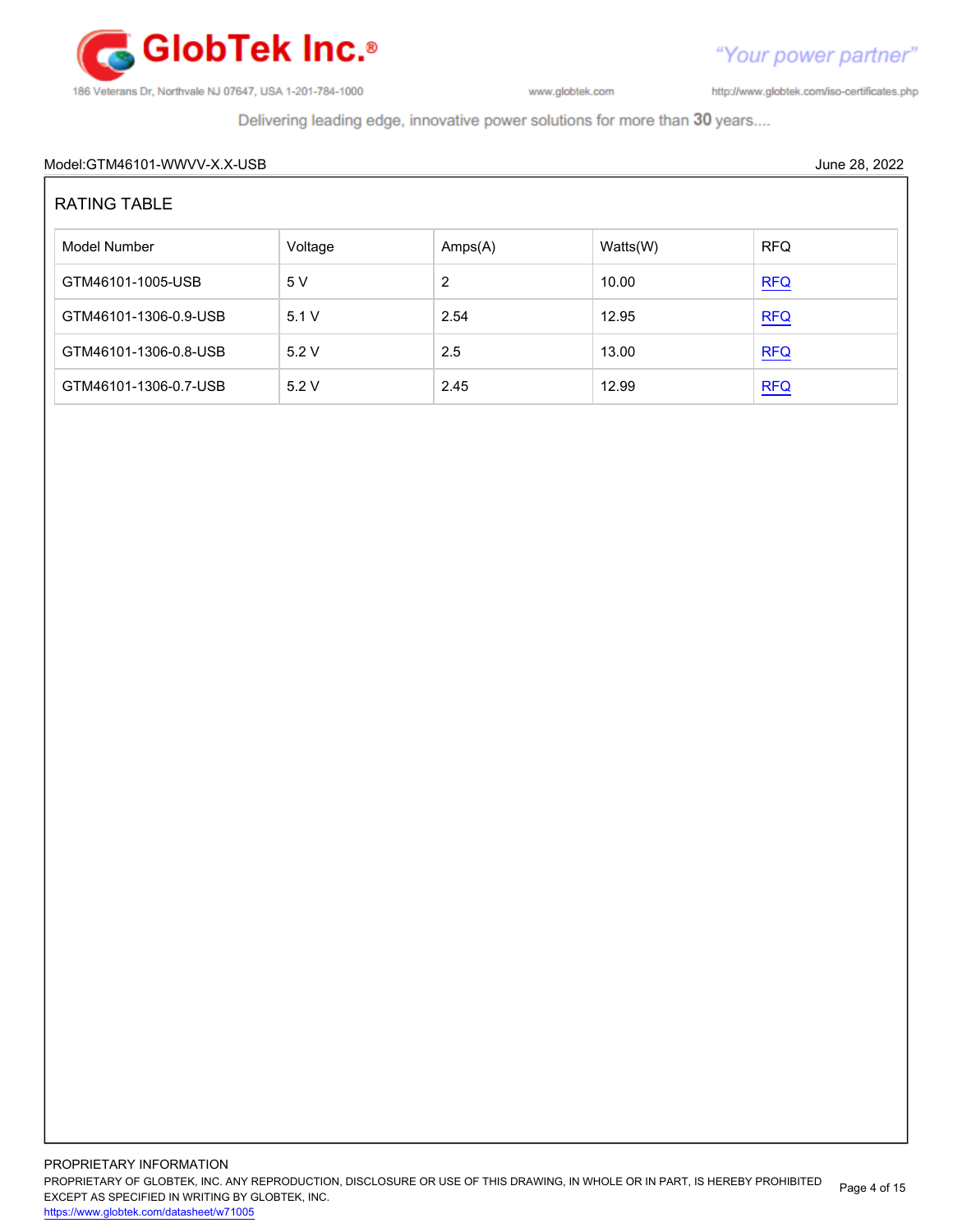Model:GTM46101-WWVV-X.X-USB June 28, 2022

## RATING TABLE

| Model Number | Voltage | Amps(A) | Watts(W) | RFQ |
|---|---|---|---|---|
| GTM46101-1005-USB | 5 V | 2 | 10.00 | RFQ |
| GTM46101-1306-0.9-USB | 5.1 V | 2.54 | 12.95 | RFQ |
| GTM46101-1306-0.8-USB | 5.2 V | 2.5 | 13.00 | RFQ |
| GTM46101-1306-0.7-USB | 5.2 V | 2.45 | 12.99 | RFQ |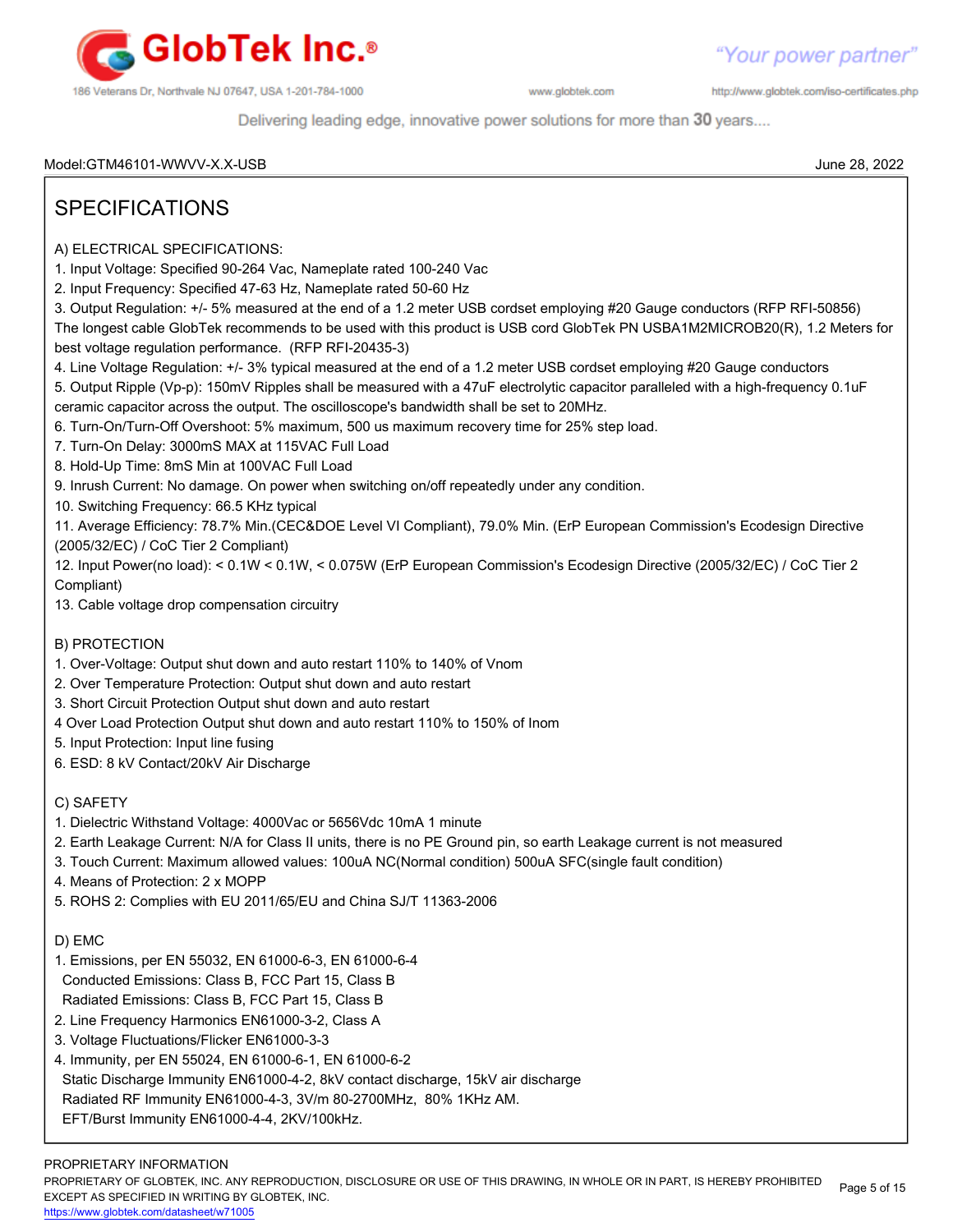Model:GTM46101-WWVV-X.X-USB

June 28, 2022

# SPECIFICATIONS

A) ELECTRICAL SPECIFICATIONS:

1. Input Voltage: Specified 90-264 Vac, Nameplate rated 100-240 Vac
2. Input Frequency: Specified 47-63 Hz, Nameplate rated 50-60 Hz
3. Output Regulation: +/- 5% measured at the end of a 1.2 meter USB cordset employing #20 Gauge conductors (RFP RFI-50856)
The longest cable GlobTek recommends to be used with this product is USB cord GlobTek PN USBA1M2MICROB20(R), 1.2 Meters for best voltage regulation performance. (RFP RFI-20435-3)
4. Line Voltage Regulation: +/- 3% typical measured at the end of a 1.2 meter USB cordset employing #20 Gauge conductors
5. Output Ripple (Vp-p): 150mV Ripples shall be measured with a 47uF electrolytic capacitor paralleled with a high-frequency 0.1uF ceramic capacitor across the output. The oscilloscope's bandwidth shall be set to 20MHz.
6. Turn-On/Turn-Off Overshoot: 5% maximum, 500 us maximum recovery time for 25% step load.
7. Turn-On Delay: 3000mS MAX at 115VAC Full Load
8. Hold-Up Time: 8mS Min at 100VAC Full Load
9. Inrush Current: No damage. On power when switching on/off repeatedly under any condition.
10. Switching Frequency: 66.5 KHz typical
11. Average Efficiency: 78.7% Min.(CEC&DOE Level VI Compliant), 79.0% Min. (ErP European Commission's Ecodesign Directive (2005/32/EC) / CoC Tier 2 Compliant)
12. Input Power(no load): < 0.1W < 0.1W, < 0.075W (ErP European Commission's Ecodesign Directive (2005/32/EC) / CoC Tier 2 Compliant)
13. Cable voltage drop compensation circuitry

B) PROTECTION

1. Over-Voltage: Output shut down and auto restart 110% to 140% of Vnom
2. Over Temperature Protection: Output shut down and auto restart
3. Short Circuit Protection Output shut down and auto restart
4 Over Load Protection Output shut down and auto restart 110% to 150% of Inom
5. Input Protection: Input line fusing
6. ESD: 8 kV Contact/20kV Air Discharge

C) SAFETY

1. Dielectric Withstand Voltage: 4000Vac or 5656Vdc 10mA 1 minute
2. Earth Leakage Current: N/A for Class II units, there is no PE Ground pin, so earth Leakage current is not measured
3. Touch Current: Maximum allowed values: 100uA NC(Normal condition) 500uA SFC(single fault condition)
4. Means of Protection: 2 x MOPP
5. ROHS 2: Complies with EU 2011/65/EU and China SJ/T 11363-2006

D) EMC

1. Emissions, per EN 55032, EN 61000-6-3, EN 61000-6-4
   Conducted Emissions: Class B, FCC Part 15, Class B
   Radiated Emissions: Class B, FCC Part 15, Class B
2. Line Frequency Harmonics EN61000-3-2, Class A
3. Voltage Fluctuations/Flicker EN61000-3-3
4. Immunity, per EN 55024, EN 61000-6-1, EN 61000-6-2
   Static Discharge Immunity EN61000-4-2, 8kV contact discharge, 15kV air discharge
   Radiated RF Immunity EN61000-4-3, 3V/m 80-2700MHz, 80% 1KHz AM.
   EFT/Burst Immunity EN61000-4-4, 2KV/100kHz.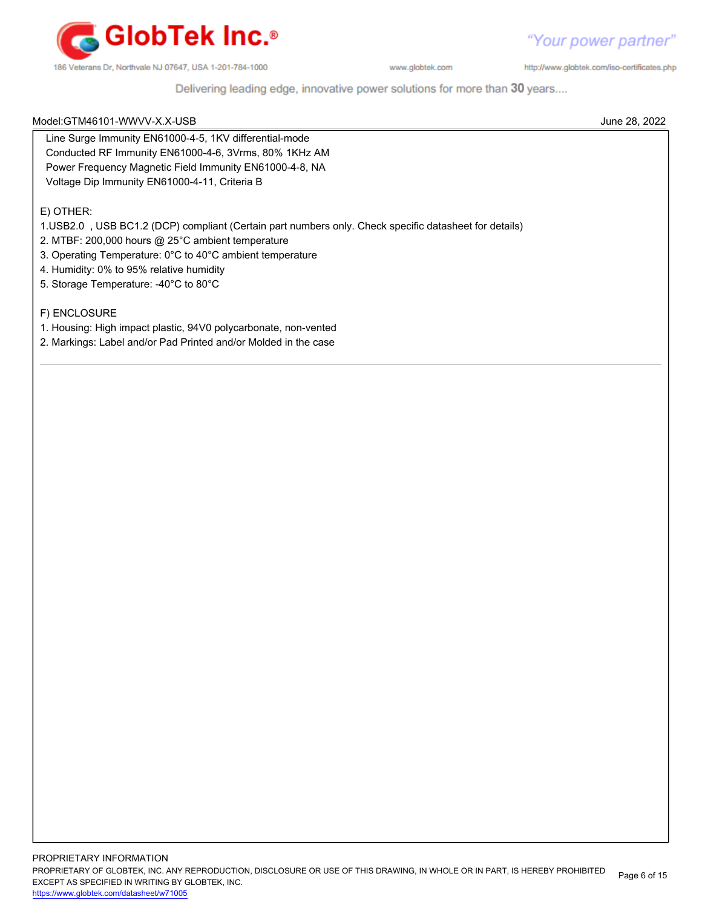Line Surge Immunity EN61000-4-5, 1KV differential-mode
Conducted RF Immunity EN61000-4-6, 3Vrms, 80% 1KHz AM
Power Frequency Magnetic Field Immunity EN61000-4-8, NA
Voltage Dip Immunity EN61000-4-11, Criteria B

E) OTHER:

1. USB2.0 , USB BC1.2 (DCP) compliant (Certain part numbers only. Check specific datasheet for details)
2. MTBF: 200,000 hours @ 25°C ambient temperature
3. Operating Temperature: 0°C to 40°C ambient temperature
4. Humidity: 0% to 95% relative humidity
5. Storage Temperature: -40°C to 80°C

F) ENCLOSURE

1. Housing: High impact plastic, 94V0 polycarbonate, non-vented
2. Markings: Label and/or Pad Printed and/or Molded in the case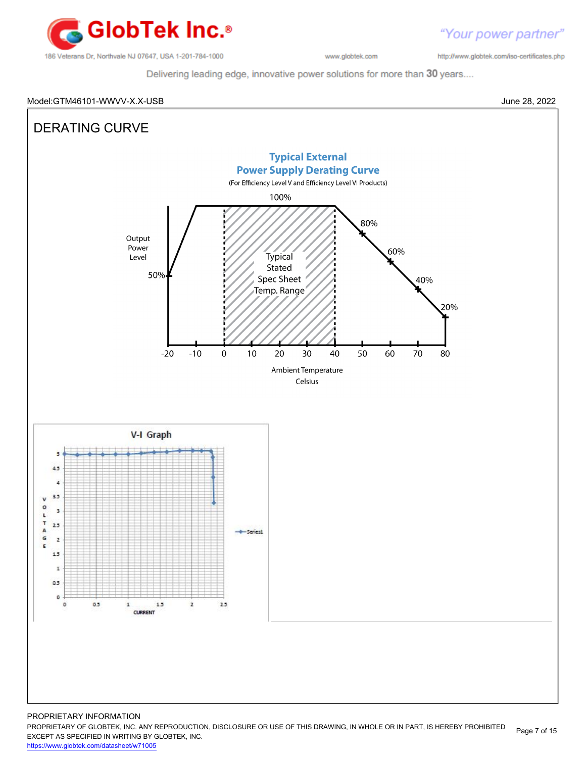Model:GTM46101-WWVV-X.X-USB

June 28, 2022

# DERATING CURVE

**Typical External Power Supply Derating Curve**

(For Efficiency Level V and Efficiency Level VI Products)

100%

Output Power Level

50%

80%

60%

40%

20%

Typical Stated Spec Sheet Temp. Range

-20 -10 0 10 20 30 40 50 60 70 80

Ambient Temperature Celsius

**V-I Graph**

VOLTAGE

5 4.5 4 3.5 3 2.5 2 1.5 1 0.5 0

0 0.5 1 1.5 2 2.5

CURRENT

Series1

PROPRIETARY INFORMATION

PROPRIETARY OF GLOBTEK, INC. ANY REPRODUCTION, DISCLOSURE OR USE OF THIS DRAWING, IN WHOLE OR IN PART, IS HEREBY PROHIBITED EXCEPT AS SPECIFIED IN WRITING BY GLOBTEK, INC.

https://www.globtek.com/datasheet/w71005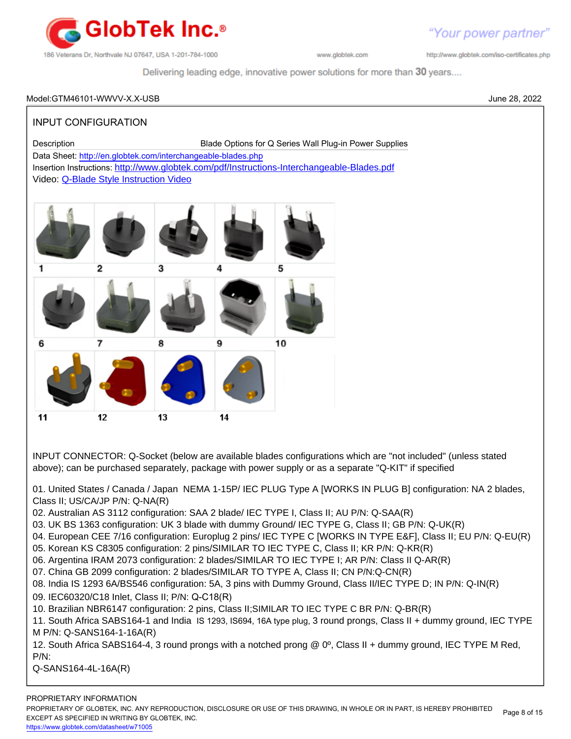Model:GTM46101-WWVV-X.X-USB June 28, 2022

## INPUT CONFIGURATION

Description Blade Options for Q Series Wall Plug-in Power Supplies

Data Sheet: http://en.globtek.com/interchangeable-blades.php

Insertion Instructions: http://www.globtek.com/pdf/Instructions-Interchangeable-Blades.pdf

Video: Q-Blade Style Instruction Video

1 2 3 4 5

6 7 8 9 10

11 12 13 14

INPUT CONNECTOR: Q-Socket (below are available blades configurations which are "not included" (unless stated above); can be purchased separately, package with power supply or as a separate "Q-KIT" if specified

01. United States / Canada / Japan NEMA 1-15P/ IEC PLUG Type A [WORKS IN PLUG B] configuration: NA 2 blades, Class II; US/CA/JP P/N: Q-NA(R)
02. Australian AS 3112 configuration: SAA 2 blade/ IEC TYPE I, Class II; AU P/N: Q-SAA(R)
03. UK BS 1363 configuration: UK 3 blade with dummy Ground/ IEC TYPE G, Class II; GB P/N: Q-UK(R)
04. European CEE 7/16 configuration: Europlug 2 pins/ IEC TYPE C [WORKS IN TYPE E&F], Class II; EU P/N: Q-EU(R)
05. Korean KS C8305 configuration: 2 pins/SIMILAR TO IEC TYPE C, Class II; KR P/N: Q-KR(R)
06. Argentina IRAM 2073 configuration: 2 blades/SIMILAR TO IEC TYPE I; AR P/N: Class II Q-AR(R)
07. China GB 2099 configuration: 2 blades/SIMILAR TO TYPE A, Class II; CN P/N:Q-CN(R)
08. India IS 1293 6A/BS546 configuration: 5A, 3 pins with Dummy Ground, Class II/IEC TYPE D; IN P/N: Q-IN(R)
09. IEC60320/C18 Inlet, Class II; P/N: Q-C18(R)
10. Brazilian NBR6147 configuration: 2 pins, Class II;SIMILAR TO IEC TYPE C BR P/N: Q-BR(R)
11. South Africa SABS164-1 and India IS 1293, IS694, 16A type plug, 3 round prongs, Class II + dummy ground, IEC TYPE M P/N: Q-SANS164-1-16A(R)
12. South Africa SABS164-4, 3 round prongs with a notched prong @ 0º, Class II + dummy ground, IEC TYPE M Red, P/N:
Q-SANS164-4L-16A(R)

PROPRIETARY INFORMATION

PROPRIETARY OF GLOBTEK, INC. ANY REPRODUCTION, DISCLOSURE OR USE OF THIS DRAWING, IN WHOLE OR IN PART, IS HEREBY PROHIBITED EXCEPT AS SPECIFIED IN WRITING BY GLOBTEK, INC.

https://www.globtek.com/datasheet/w71005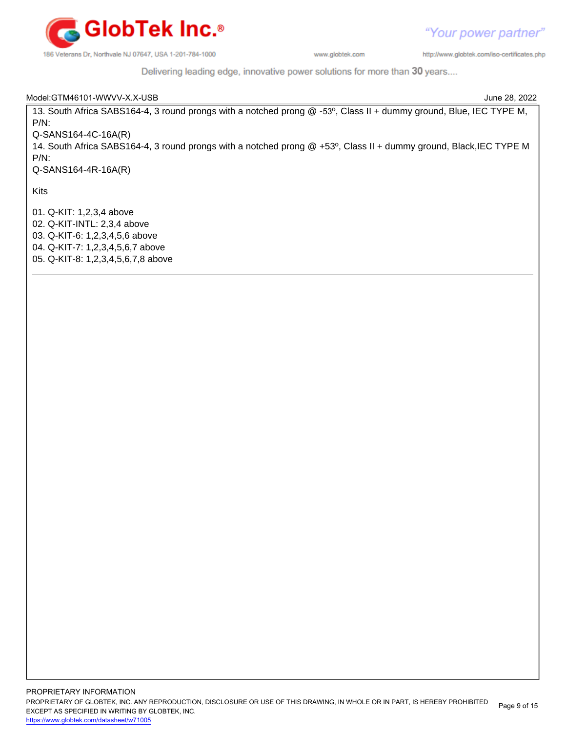Model:GTM46101-WWVV-X.X-USB June 28, 2022

13. South Africa SABS164-4, 3 round prongs with a notched prong @ -53º, Class II + dummy ground, Blue, IEC TYPE M, P/N:
Q-SANS164-4C-16A(R)

14. South Africa SABS164-4, 3 round prongs with a notched prong @ +53º, Class II + dummy ground, Black,IEC TYPE M P/N:
Q-SANS164-4R-16A(R)

Kits

01. Q-KIT: 1,2,3,4 above
02. Q-KIT-INTL: 2,3,4 above
03. Q-KIT-6: 1,2,3,4,5,6 above
04. Q-KIT-7: 1,2,3,4,5,6,7 above
05. Q-KIT-8: 1,2,3,4,5,6,7,8 above

---

PROPRIETARY INFORMATION
PROPRIETARY OF GLOBTEK, INC. ANY REPRODUCTION, DISCLOSURE OR USE OF THIS DRAWING, IN WHOLE OR IN PART, IS HEREBY PROHIBITED EXCEPT AS SPECIFIED IN WRITING BY GLOBTEK, INC.
https://www.globtek.com/datasheet/w71005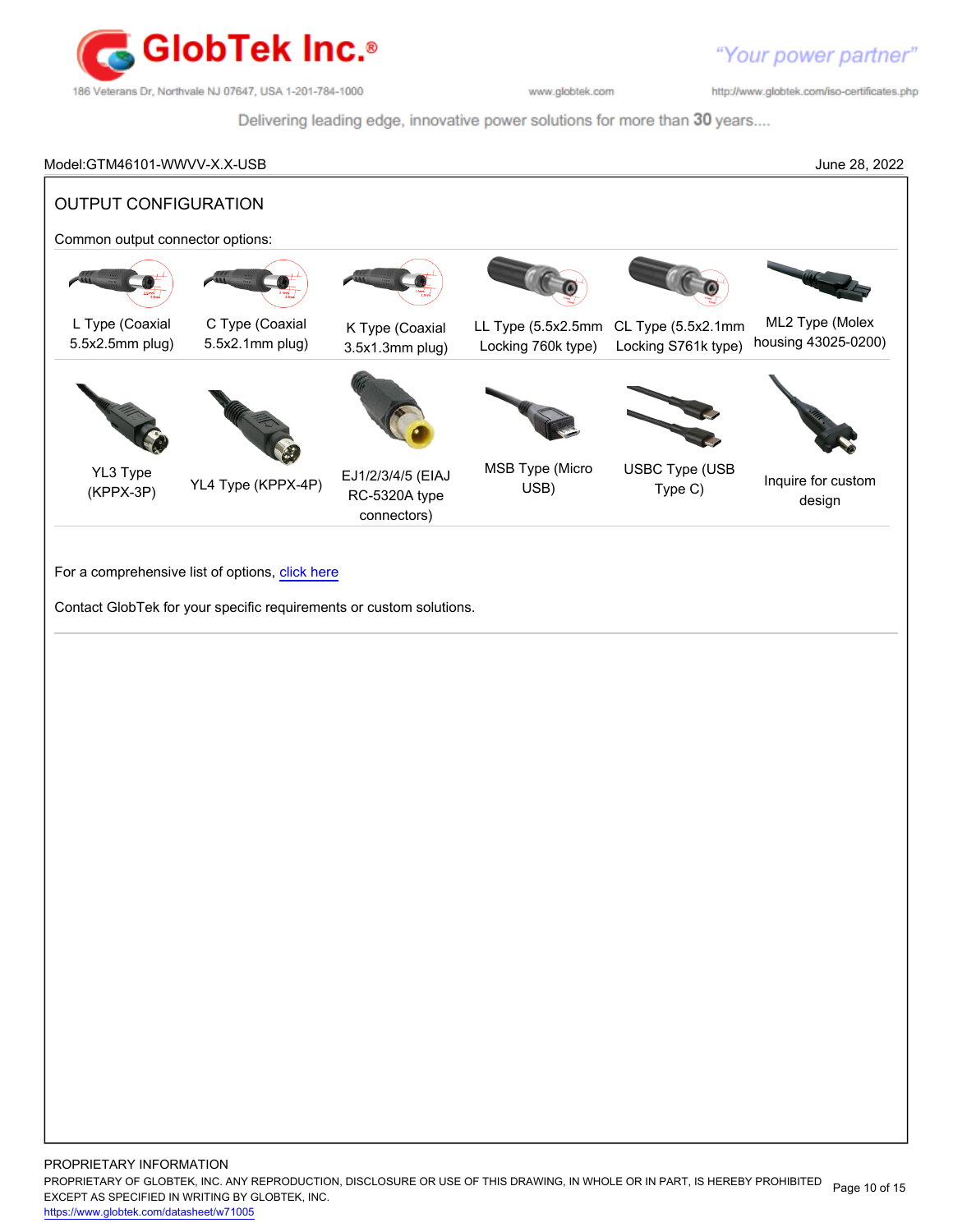Model:GTM46101-WWVV-X.X-USB June 28, 2022

## OUTPUT CONFIGURATION

Common output connector options:

| | | | | | |
|---|---|---|---|---|---|
| L Type (Coaxial 5.5x2.5mm plug) | C Type (Coaxial 5.5x2.1mm plug) | K Type (Coaxial 3.5x1.3mm plug) | LL Type (5.5x2.5mm Locking 760k type) | CL Type (5.5x2.1mm Locking S761k type) | ML2 Type (Molex housing 43025-0200) |
| YL3 Type (KPPX-3P) | YL4 Type (KPPX-4P) | EJ1/2/3/4/5 (EIAJ RC-5320A type connectors) | MSB Type (Micro USB) | USBC Type (USB Type C) | Inquire for custom design |

For a comprehensive list of options, click here

Contact GlobTek for your specific requirements or custom solutions.

PROPRIETARY INFORMATION
PROPRIETARY OF GLOBTEK, INC. ANY REPRODUCTION, DISCLOSURE OR USE OF THIS DRAWING, IN WHOLE OR IN PART, IS HEREBY PROHIBITED EXCEPT AS SPECIFIED IN WRITING BY GLOBTEK, INC.
https://www.globtek.com/datasheet/w71005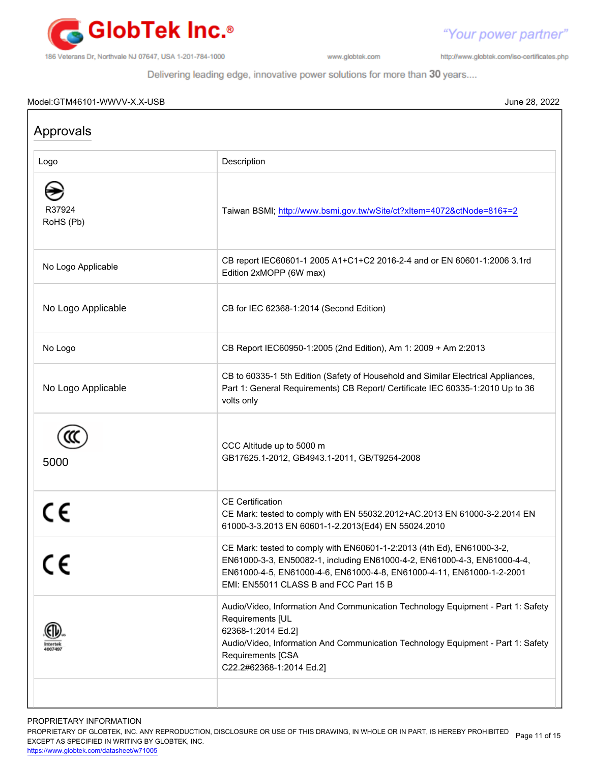Model:GTM46101-WWVV-X.X-USB June 28, 2022

## Approvals

| Logo | Description |
|---|---|
| R37924<br>RoHS (Pb) | Taiwan BSMI; http://www.bsmi.gov.tw/wSite/ct?xItem=4072&ctNode=816&mp=2 |
| No Logo Applicable | CB report IEC60601-1 2005 A1+C1+C2 2016-2-4 and or EN 60601-1:2006 3.1rd Edition 2xMOPP (6W max) |
| No Logo Applicable | CB for IEC 62368-1:2014 (Second Edition) |
| No Logo | CB Report IEC60950-1:2005 (2nd Edition), Am 1: 2009 + Am 2:2013 |
| No Logo Applicable | CB to 60335-1 5th Edition (Safety of Household and Similar Electrical Appliances, Part 1: General Requirements) CB Report/ Certificate IEC 60335-1:2010 Up to 36 volts only |
| 5000 | CCC Altitude up to 5000 m<br>GB17625.1-2012, GB4943.1-2011, GB/T9254-2008 |
| CE | CE Certification<br>CE Mark: tested to comply with EN 55032.2012+AC.2013 EN 61000-3-2.2014 EN 61000-3-3.2013 EN 60601-1-2.2013(Ed4) EN 55024.2010 |
| CE | CE Mark: tested to comply with EN60601-1-2:2013 (4th Ed), EN61000-3-2, EN61000-3-3, EN50082-1, including EN61000-4-2, EN61000-4-3, EN61000-4-4, EN61000-4-5, EN61000-4-6, EN61000-4-8, EN61000-4-11, EN61000-1-2-2001<br>EMI: EN55011 CLASS B and FCC Part 15 B |
| Intertek 4007497 | Audio/Video, Information And Communication Technology Equipment - Part 1: Safety Requirements [UL 62368-1:2014 Ed.2]<br>Audio/Video, Information And Communication Technology Equipment - Part 1: Safety Requirements [CSA C22.2#62368-1:2014 Ed.2] |
| | |

PROPRIETARY INFORMATION
PROPRIETARY OF GLOBTEK, INC. ANY REPRODUCTION, DISCLOSURE OR USE OF THIS DRAWING, IN WHOLE OR IN PART, IS HEREBY PROHIBITED EXCEPT AS SPECIFIED IN WRITING BY GLOBTEK, INC.
https://www.globtek.com/datasheet/w71005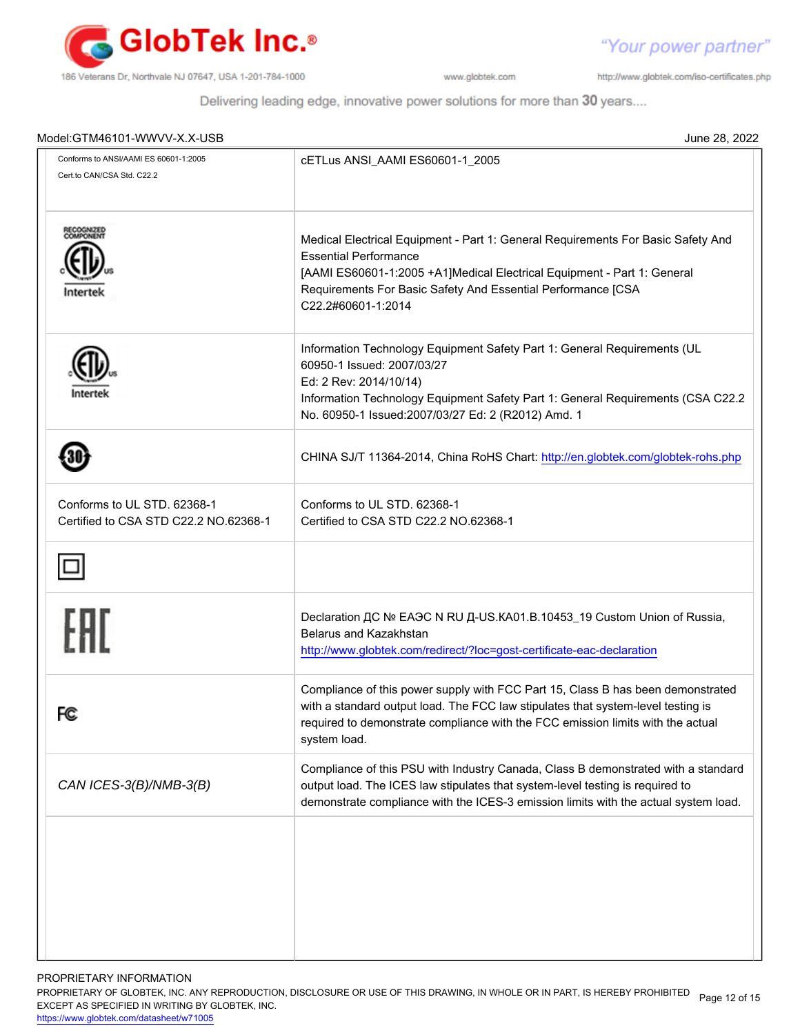Model:GTM46101-WWVV-X.X-USB

June 28, 2022

| | |
|---|---|
| Conforms to ANSI/AAMI ES 60601-1:2005<br>Cert.to CAN/CSA Std. C22.2 | cETLus ANSI_AAMI ES60601-1_2005 |
| RECOGNIZED COMPONENT c ETL us Intertek | Medical Electrical Equipment - Part 1: General Requirements For Basic Safety And Essential Performance<br>[AAMI ES60601-1:2005 +A1]Medical Electrical Equipment - Part 1: General Requirements For Basic Safety And Essential Performance [CSA C22.2#60601-1:2014 |
| c ETL us Intertek | Information Technology Equipment Safety Part 1: General Requirements (UL 60950-1 Issued: 2007/03/27<br>Ed: 2 Rev: 2014/10/14)<br>Information Technology Equipment Safety Part 1: General Requirements (CSA C22.2 No. 60950-1 Issued:2007/03/27 Ed: 2 (R2012) Amd. 1 |
| 30 | CHINA SJ/T 11364-2014, China RoHS Chart: http://en.globtek.com/globtek-rohs.php |
| Conforms to UL STD. 62368-1<br>Certified to CSA STD C22.2 NO.62368-1 | Conforms to UL STD. 62368-1<br>Certified to CSA STD C22.2 NO.62368-1 |
| ⧈ | |
| EAC | Declaration ДС № ЕАЭС N RU Д-US.КА01.В.10453_19 Custom Union of Russia, Belarus and Kazakhstan<br>http://www.globtek.com/redirect/?loc=gost-certificate-eac-declaration |
| FC | Compliance of this power supply with FCC Part 15, Class B has been demonstrated with a standard output load. The FCC law stipulates that system-level testing is required to demonstrate compliance with the FCC emission limits with the actual system load. |
| *CAN ICES-3(B)/NMB-3(B)* | Compliance of this PSU with Industry Canada, Class B demonstrated with a standard output load. The ICES law stipulates that system-level testing is required to demonstrate compliance with the ICES-3 emission limits with the actual system load. |
| | |

PROPRIETARY INFORMATION

PROPRIETARY OF GLOBTEK, INC. ANY REPRODUCTION, DISCLOSURE OR USE OF THIS DRAWING, IN WHOLE OR IN PART, IS HEREBY PROHIBITED EXCEPT AS SPECIFIED IN WRITING BY GLOBTEK, INC.

https://www.globtek.com/datasheet/w71005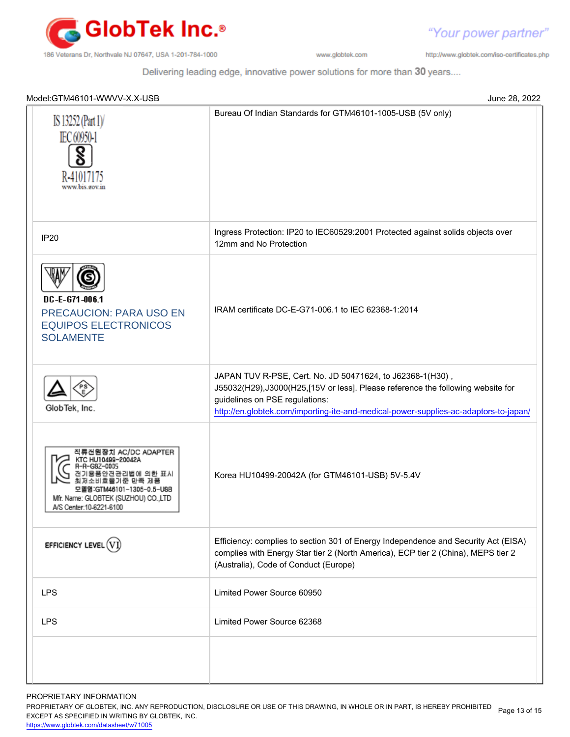Model:GTM46101-WWVV-X.X-USB June 28, 2022

| | |
|---|---|
| IS 13252 (Part 1)<br>IEC 60950-1<br>R-41017175<br>www.bis.gov.in | Bureau Of Indian Standards for GTM46101-1005-USB (5V only) |
| IP20 | Ingress Protection: IP20 to IEC60529:2001 Protected against solids objects over 12mm and No Protection |
| DC-E-G71-006.1<br>PRECAUCION: PARA USO EN EQUIPOS ELECTRONICOS SOLAMENTE | IRAM certificate DC-E-G71-006.1 to IEC 62368-1:2014 |
| GlobTek, Inc. | JAPAN TUV R-PSE, Cert. No. JD 50471624, to J62368-1(H30) , J55032(H29),J3000(H25,[15V or less]. Please reference the following website for guidelines on PSE regulations: http://en.globtek.com/importing-ite-and-medical-power-supplies-ac-adaptors-to-japan/ |
| 직류전원장치 AC/DC ADAPTER<br>KTC HU10499-20042A<br>R-R-GSZ-0005<br>전기용품안전관리법에 의한 표시<br>최저소비효율기준 만족 제품<br>모델명:GTM46101-1305-0.5-USB<br>Mfr. Name: GLOBTEK (SUZHOU) CO.,LTD<br>A/S Center:10-6221-6100 | Korea HU10499-20042A (for GTM46101-USB) 5V-5.4V |
| EFFICIENCY LEVEL VI | Efficiency: complies to section 301 of Energy Independence and Security Act (EISA) complies with Energy Star tier 2 (North America), ECP tier 2 (China), MEPS tier 2 (Australia), Code of Conduct (Europe) |
| LPS | Limited Power Source 60950 |
| LPS | Limited Power Source 62368 |
| | |

PROPRIETARY INFORMATION
PROPRIETARY OF GLOBTEK, INC. ANY REPRODUCTION, DISCLOSURE OR USE OF THIS DRAWING, IN WHOLE OR IN PART, IS HEREBY PROHIBITED EXCEPT AS SPECIFIED IN WRITING BY GLOBTEK, INC.
https://www.globtek.com/datasheet/w71005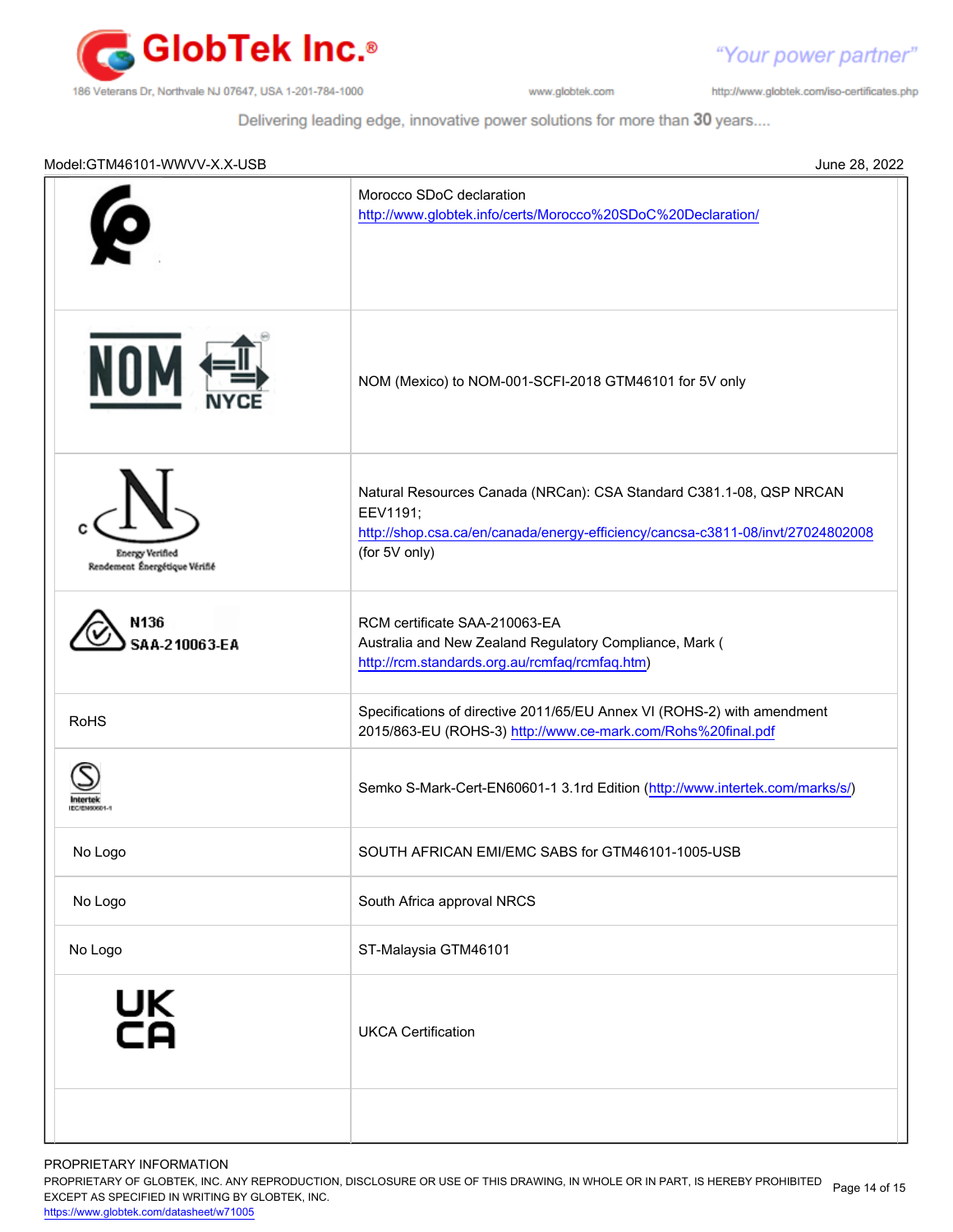Model:GTM46101-WWVV-X.X-USB | June 28, 2022

| | |
|---|---|
| | Morocco SDoC declaration http://www.globtek.info/certs/Morocco%20SDoC%20Declaration/ |
| NOM NYCE | NOM (Mexico) to NOM-001-SCFI-2018 GTM46101 for 5V only |
| c N Energy Verified Rendement Énergétique Vérifié | Natural Resources Canada (NRCan): CSA Standard C381.1-08, QSP NRCAN EEV1191; http://shop.csa.ca/en/canada/energy-efficiency/cancsa-c3811-08/invt/27024802008 (for 5V only) |
| N136 SAA-210063-EA | RCM certificate SAA-210063-EA Australia and New Zealand Regulatory Compliance, Mark ( http://rcm.standards.org.au/rcmfaq/rcmfaq.htm) |
| RoHS | Specifications of directive 2011/65/EU Annex VI (ROHS-2) with amendment 2015/863-EU (ROHS-3) http://www.ce-mark.com/Rohs%20final.pdf |
| Intertek IEC/EN60601-1 | Semko S-Mark-Cert-EN60601-1 3.1rd Edition (http://www.intertek.com/marks/s/) |
| No Logo | SOUTH AFRICAN EMI/EMC SABS for GTM46101-1005-USB |
| No Logo | South Africa approval NRCS |
| No Logo | ST-Malaysia GTM46101 |
| UK CA | UKCA Certification |
| | |

PROPRIETARY INFORMATION
PROPRIETARY OF GLOBTEK, INC. ANY REPRODUCTION, DISCLOSURE OR USE OF THIS DRAWING, IN WHOLE OR IN PART, IS HEREBY PROHIBITED EXCEPT AS SPECIFIED IN WRITING BY GLOBTEK, INC.
https://www.globtek.com/datasheet/w71005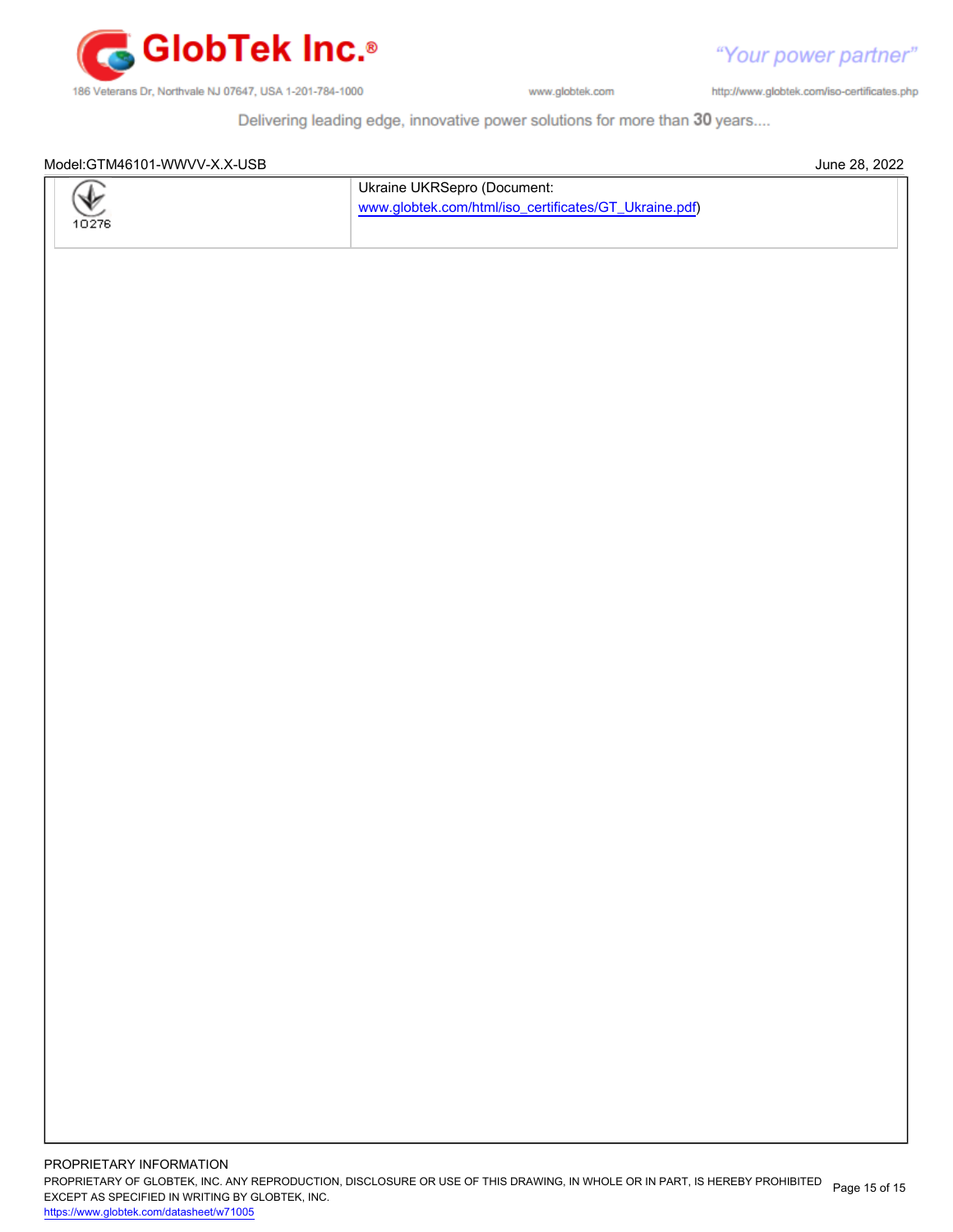Model:GTM46101-WWVV-X.X-USB June 28, 2022

| | |
|---|---|
| 10276 | Ukraine UKRSepro (Document: www.globtek.com/html/iso_certificates/GT_Ukraine.pdf) |

PROPRIETARY INFORMATION

PROPRIETARY OF GLOBTEK, INC. ANY REPRODUCTION, DISCLOSURE OR USE OF THIS DRAWING, IN WHOLE OR IN PART, IS HEREBY PROHIBITED EXCEPT AS SPECIFIED IN WRITING BY GLOBTEK, INC.

https://www.globtek.com/datasheet/w71005